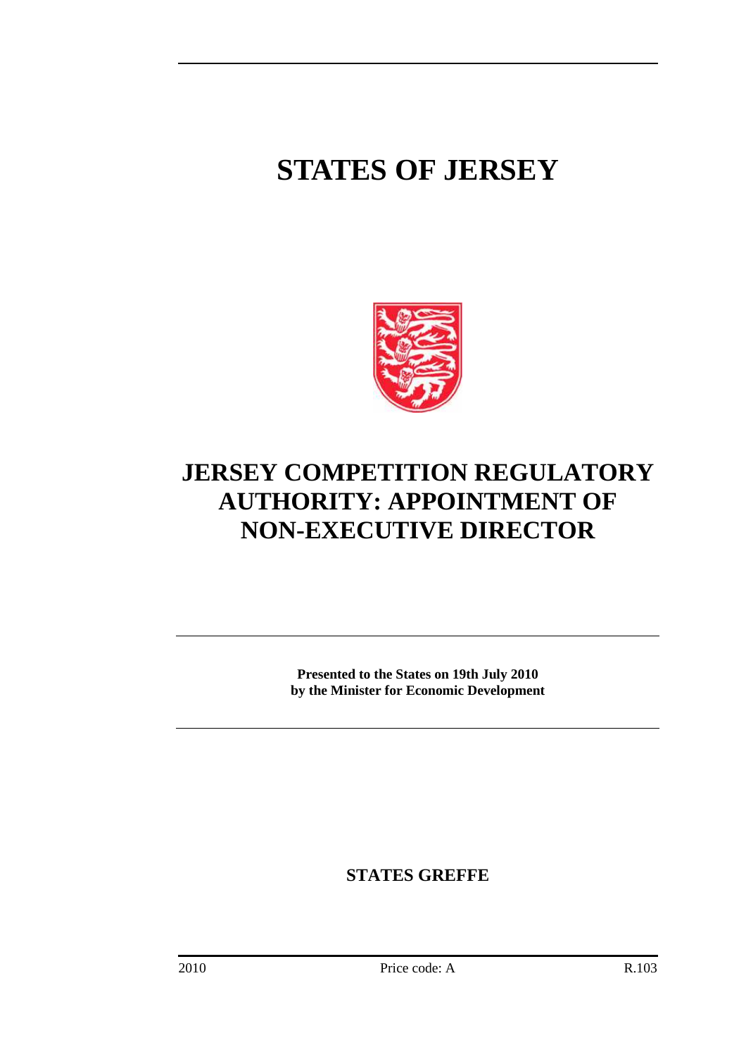# STATES OF JERSEY

# JERSEY COMPETITION REGULATORY AUTHORITY: APPOINTMENT OF NON-EXECUTIVE DIRECTOR

**Presented to the States on 19th July 2010**
**by the Minister for Economic Development**

**STATES GREFFE**

2010 Price code: A R.103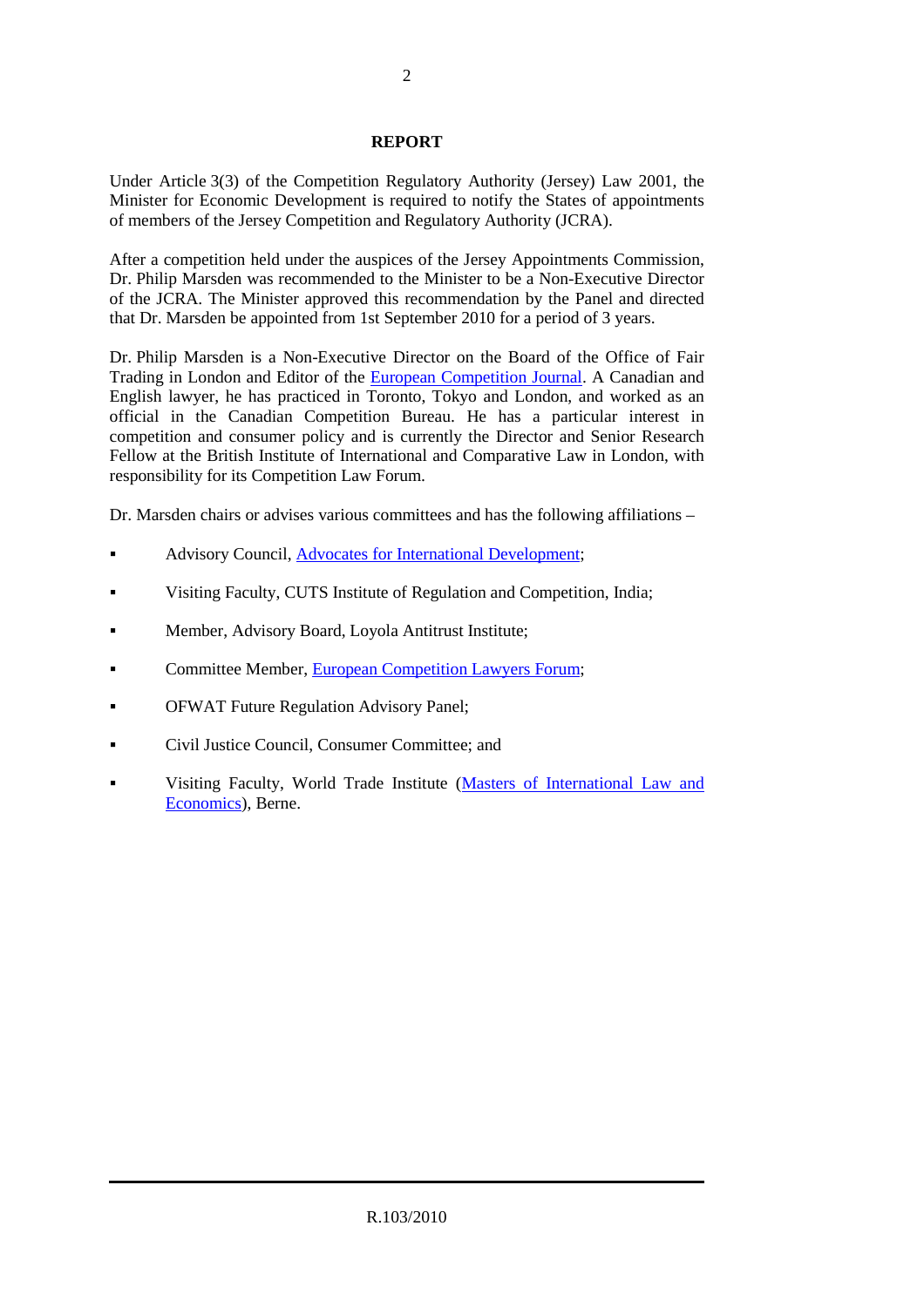## REPORT

Under Article 3(3) of the Competition Regulatory Authority (Jersey) Law 2001, the Minister for Economic Development is required to notify the States of appointments of members of the Jersey Competition and Regulatory Authority (JCRA).

After a competition held under the auspices of the Jersey Appointments Commission, Dr. Philip Marsden was recommended to the Minister to be a Non-Executive Director of the JCRA. The Minister approved this recommendation by the Panel and directed that Dr. Marsden be appointed from 1st September 2010 for a period of 3 years.

Dr. Philip Marsden is a Non-Executive Director on the Board of the Office of Fair Trading in London and Editor of the European Competition Journal. A Canadian and English lawyer, he has practiced in Toronto, Tokyo and London, and worked as an official in the Canadian Competition Bureau. He has a particular interest in competition and consumer policy and is currently the Director and Senior Research Fellow at the British Institute of International and Comparative Law in London, with responsibility for its Competition Law Forum.

Dr. Marsden chairs or advises various committees and has the following affiliations –

- Advisory Council, Advocates for International Development;
- Visiting Faculty, CUTS Institute of Regulation and Competition, India;
- Member, Advisory Board, Loyola Antitrust Institute;
- Committee Member, European Competition Lawyers Forum;
- OFWAT Future Regulation Advisory Panel;
- Civil Justice Council, Consumer Committee; and
- Visiting Faculty, World Trade Institute (Masters of International Law and Economics), Berne.